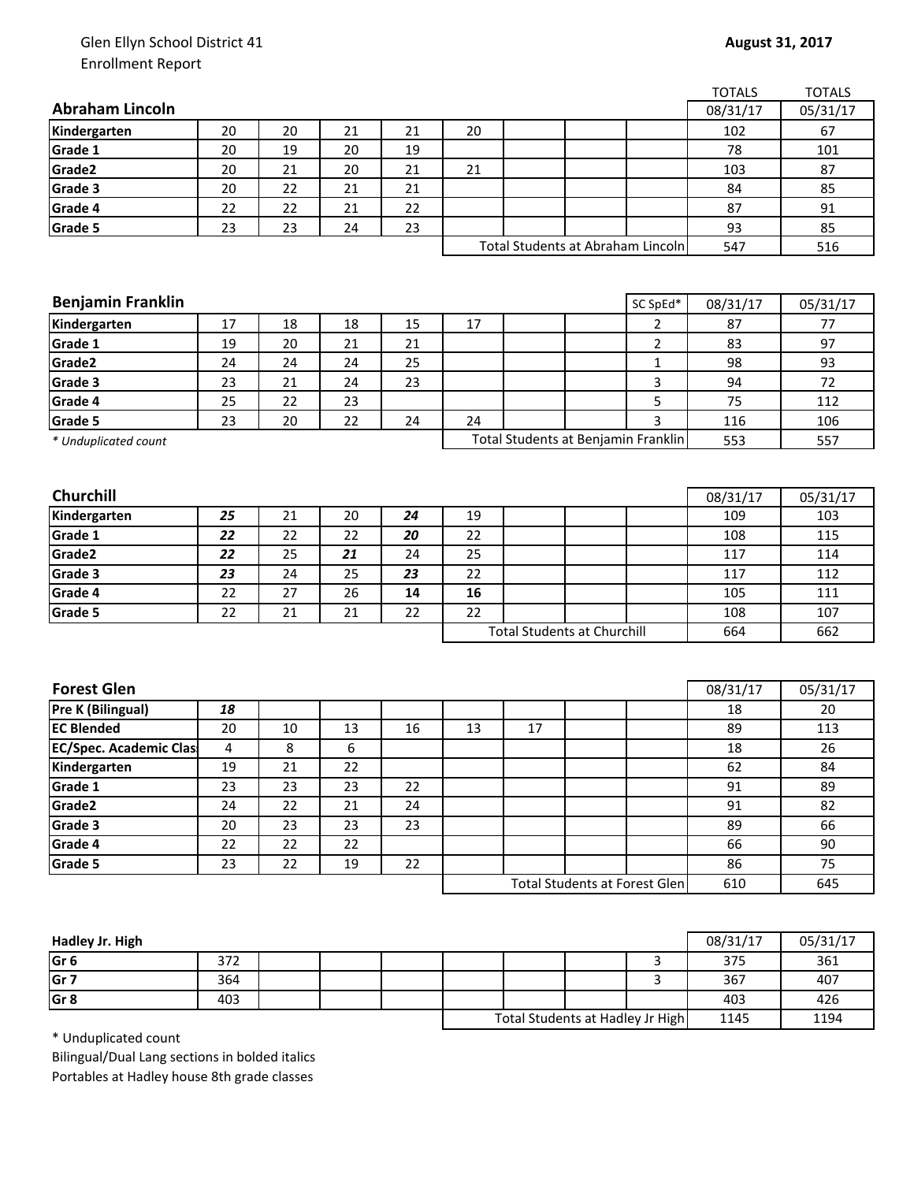Glen Ellyn School District 41
Enrollment Report

**August 31, 2017**

| **Abraham Lincoln** | | | | | | | | | TOTALS 08/31/17 | TOTALS 05/31/17 |
|---|---|---|---|---|---|---|---|---|---|---|
| **Kindergarten** | 20 | 20 | 21 | 21 | 20 | | | | 102 | 67 |
| **Grade 1** | 20 | 19 | 20 | 19 | | | | | 78 | 101 |
| **Grade2** | 20 | 21 | 20 | 21 | 21 | | | | 103 | 87 |
| **Grade 3** | 20 | 22 | 21 | 21 | | | | | 84 | 85 |
| **Grade 4** | 22 | 22 | 21 | 22 | | | | | 87 | 91 |
| **Grade 5** | 23 | 23 | 24 | 23 | | | | | 93 | 85 |
| | | | | | Total Students at Abraham Lincoln | | | | 547 | 516 |

| **Benjamin Franklin** | | | | | | | | SC SpEd* | 08/31/17 | 05/31/17 |
|---|---|---|---|---|---|---|---|---|---|---|
| **Kindergarten** | 17 | 18 | 18 | 15 | 17 | | | 2 | 87 | 77 |
| **Grade 1** | 19 | 20 | 21 | 21 | | | | 2 | 83 | 97 |
| **Grade2** | 24 | 24 | 24 | 25 | | | | 1 | 98 | 93 |
| **Grade 3** | 23 | 21 | 24 | 23 | | | | 3 | 94 | 72 |
| **Grade 4** | 25 | 22 | 23 | | | | | 5 | 75 | 112 |
| **Grade 5** | 23 | 20 | 22 | 24 | 24 | | | 3 | 116 | 106 |
| *\* Unduplicated count* | | | | | Total Students at Benjamin Franklin | | | | 553 | 557 |

| **Churchill** | | | | | | | | | 08/31/17 | 05/31/17 |
|---|---|---|---|---|---|---|---|---|---|---|
| **Kindergarten** | ***25*** | 21 | 20 | ***24*** | 19 | | | | 109 | 103 |
| **Grade 1** | ***22*** | 22 | 22 | ***20*** | 22 | | | | 108 | 115 |
| **Grade2** | ***22*** | 25 | ***21*** | 24 | 25 | | | | 117 | 114 |
| **Grade 3** | ***23*** | 24 | 25 | ***23*** | 22 | | | | 117 | 112 |
| **Grade 4** | 22 | 27 | 26 | **14** | **16** | | | | 105 | 111 |
| **Grade 5** | 22 | 21 | 21 | 22 | 22 | | | | 108 | 107 |
| | | | | | Total Students at Churchill | | | | 664 | 662 |

| **Forest Glen** | | | | | | | | | 08/31/17 | 05/31/17 |
|---|---|---|---|---|---|---|---|---|---|---|
| **Pre K (Bilingual)** | ***18*** | | | | | | | | 18 | 20 |
| **EC Blended** | 20 | 10 | 13 | 16 | 13 | 17 | | | 89 | 113 |
| **EC/Spec. Academic Clas** | 4 | 8 | 6 | | | | | | 18 | 26 |
| **Kindergarten** | 19 | 21 | 22 | | | | | | 62 | 84 |
| **Grade 1** | 23 | 23 | 23 | 22 | | | | | 91 | 89 |
| **Grade2** | 24 | 22 | 21 | 24 | | | | | 91 | 82 |
| **Grade 3** | 20 | 23 | 23 | 23 | | | | | 89 | 66 |
| **Grade 4** | 22 | 22 | 22 | | | | | | 66 | 90 |
| **Grade 5** | 23 | 22 | 19 | 22 | | | | | 86 | 75 |
| | | | | | Total Students at Forest Glen | | | | 610 | 645 |

| **Hadley Jr. High** | | | | | | | | | 08/31/17 | 05/31/17 |
|---|---|---|---|---|---|---|---|---|---|---|
| **Gr 6** | 372 | | | | | | | 3 | 375 | 361 |
| **Gr 7** | 364 | | | | | | | 3 | 367 | 407 |
| **Gr 8** | 403 | | | | | | | | 403 | 426 |
| | | | | | Total Students at Hadley Jr High | | | | 1145 | 1194 |

\* Unduplicated count
Bilingual/Dual Lang sections in bolded italics
Portables at Hadley house 8th grade classes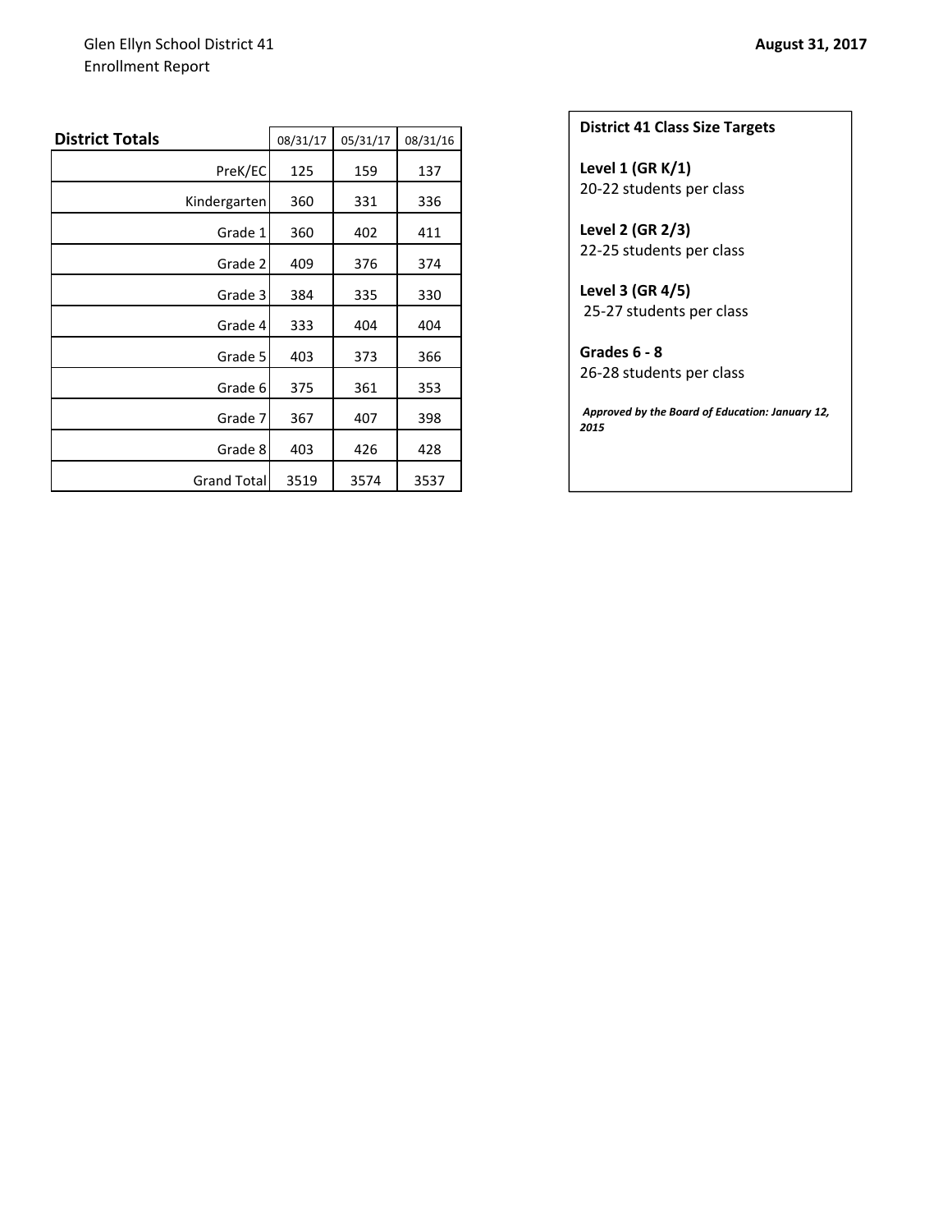Glen Ellyn School District 41
Enrollment Report

**August 31, 2017**

| **District Totals** | 08/31/17 | 05/31/17 | 08/31/16 |
|---|---|---|---|
| PreK/EC | 125 | 159 | 137 |
| Kindergarten | 360 | 331 | 336 |
| Grade 1 | 360 | 402 | 411 |
| Grade 2 | 409 | 376 | 374 |
| Grade 3 | 384 | 335 | 330 |
| Grade 4 | 333 | 404 | 404 |
| Grade 5 | 403 | 373 | 366 |
| Grade 6 | 375 | 361 | 353 |
| Grade 7 | 367 | 407 | 398 |
| Grade 8 | 403 | 426 | 428 |
| Grand Total | 3519 | 3574 | 3537 |

**District 41 Class Size Targets**

**Level 1 (GR K/1)**
20-22 students per class

**Level 2 (GR 2/3)**
22-25 students per class

**Level 3 (GR 4/5)**
25-27 students per class

**Grades 6 - 8**
26-28 students per class

***Approved by the Board of Education: January 12, 2015***